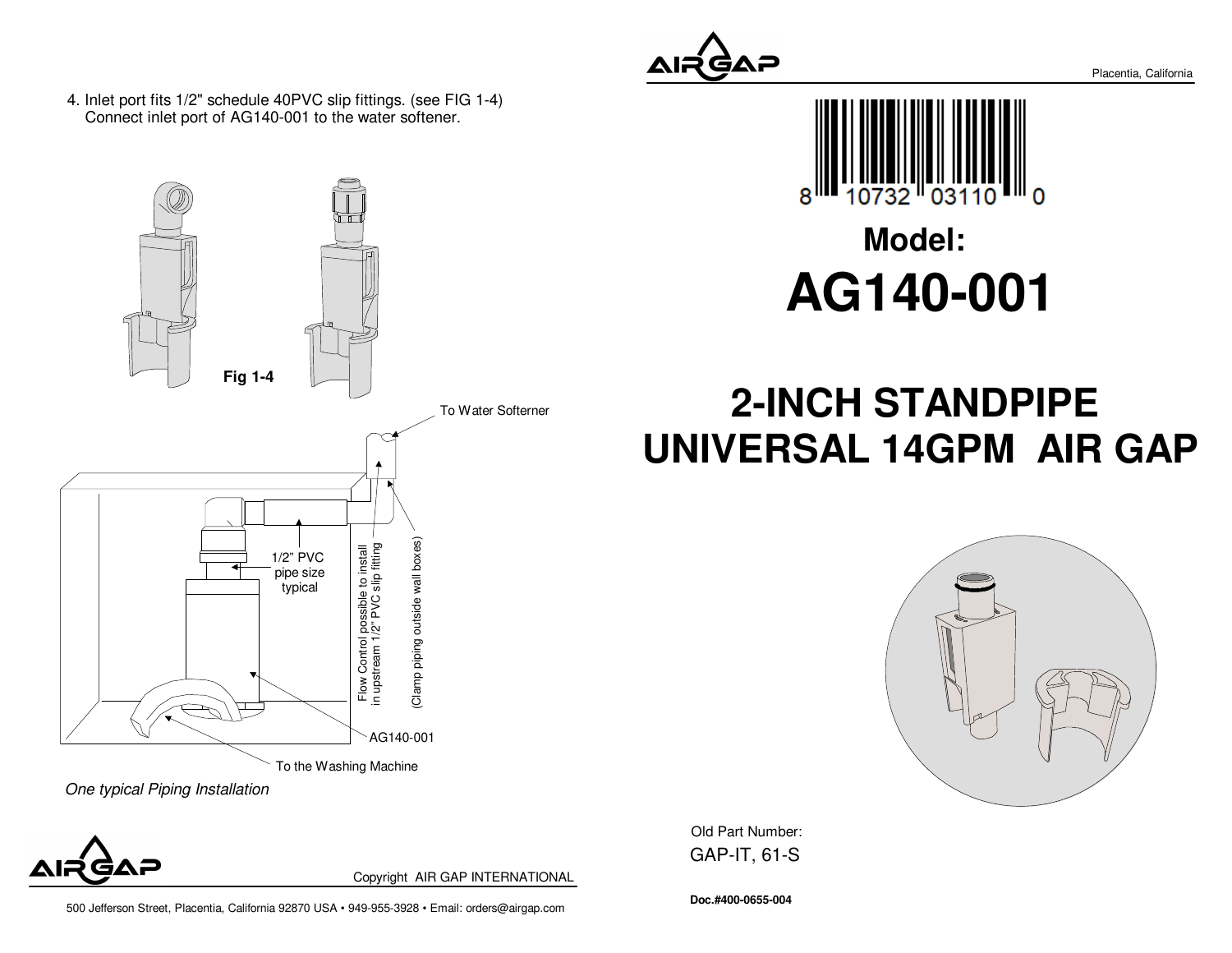4. Inlet port fits 1/2" schedule 40PVC slip fittings. (see FIG 1-4)
   Connect inlet port of AG140-001 to the water softener.

Fig 1-4

To Water Softerner

1/2" PVC pipe size typical

Flow Control possible to install in upstream 1/2" PVC slip fitting

(Clamp piping outside wall boxes)

AG140-001

To the Washing Machine

*One typical Piping Installation*

Copyright AIR GAP INTERNATIONAL

500 Jefferson Street, Placentia, California 92870 USA • 949-955-3928 • Email: orders@airgap.com

AIRGAP

Placentia, California

8 10732 03110 0

# Model:
# AG140-001

# 2-INCH STANDPIPE UNIVERSAL 14GPM AIR GAP

Old Part Number:
GAP-IT, 61-S

**Doc.#400-0655-004**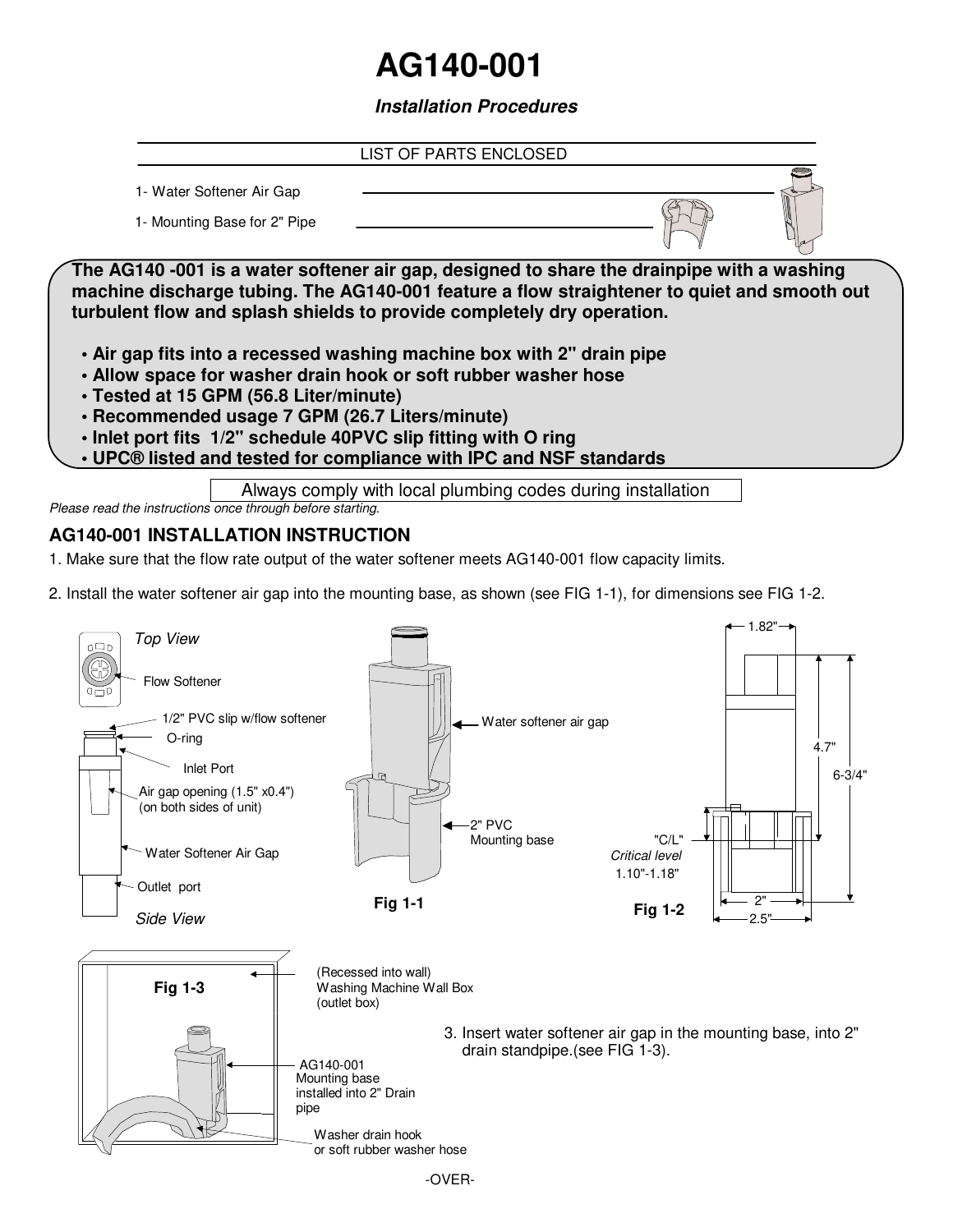# AG140-001

***Installation Procedures***

LIST OF PARTS ENCLOSED

1- Water Softener Air Gap

1- Mounting Base for 2" Pipe

**The AG140 -001 is a water softener air gap, designed to share the drainpipe with a washing machine discharge tubing. The AG140-001 feature a flow straightener to quiet and smooth out turbulent flow and splash shields to provide completely dry operation.**

- **Air gap fits into a recessed washing machine box with 2" drain pipe**
- **Allow space for washer drain hook or soft rubber washer hose**
- **Tested at 15 GPM (56.8 Liter/minute)**
- **Recommended usage 7 GPM (26.7 Liters/minute)**
- **Inlet port fits 1/2" schedule 40PVC slip fitting with O ring**
- **UPC® listed and tested for compliance with IPC and NSF standards**

Always comply with local plumbing codes during installation

*Please read the instructions once through before starting.*

## AG140-001 INSTALLATION INSTRUCTION

1. Make sure that the flow rate output of the water softener meets AG140-001 flow capacity limits.

2. Install the water softener air gap into the mounting base, as shown (see FIG 1-1), for dimensions see FIG 1-2.

*Top View*

Flow Softener

1/2" PVC slip w/flow softener

O-ring

Inlet Port

Air gap opening (1.5" x0.4")
(on both sides of unit)

Water Softener Air Gap

Outlet port

*Side View*

Water softener air gap

2" PVC
Mounting base

Fig 1-1

1.82"

4.7"

6-3/4"

"C/L"
*Critical level*
1.10"-1.18"

2"

2.5"

Fig 1-2

Fig 1-3

(Recessed into wall)
Washing Machine Wall Box
(outlet box)

AG140-001
Mounting base
installed into 2" Drain
pipe

Washer drain hook
or soft rubber washer hose

3. Insert water softener air gap in the mounting base, into 2" drain standpipe.(see FIG 1-3).

-OVER-